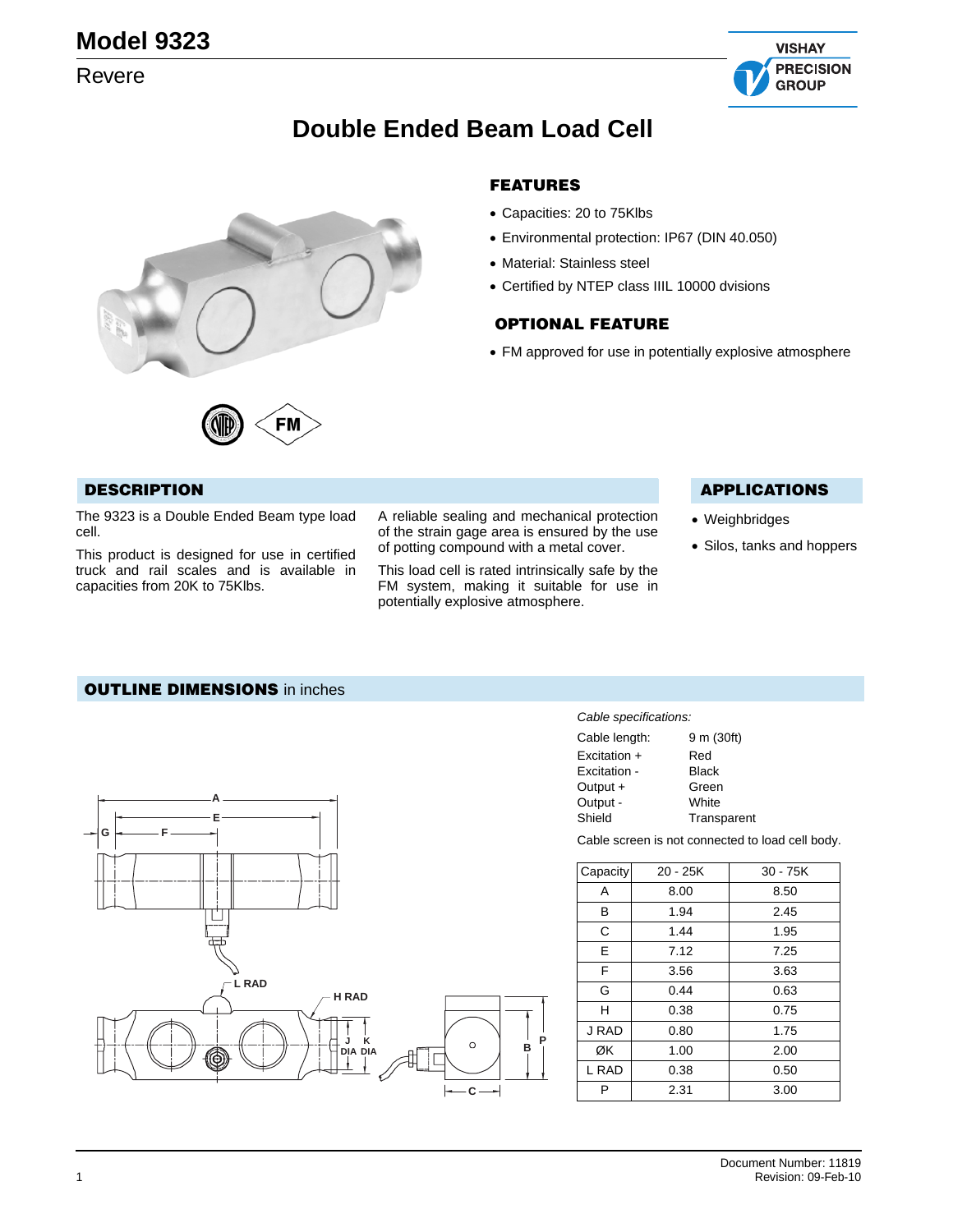# Model 9323

Revere

## Double Ended Beam Load Cell

### FEATURES

- Capacities: 20 to 75Klbs
- Environmental protection: IP67 (DIN 40.050)
- Material: Stainless steel
- Certified by NTEP class IIIL 10000 dvisions

### OPTIONAL FEATURE

- FM approved for use in potentially explosive atmosphere

### DESCRIPTION

The 9323 is a Double Ended Beam type load cell.

This product is designed for use in certified truck and rail scales and is available in capacities from 20K to 75Klbs.

A reliable sealing and mechanical protection of the strain gage area is ensured by the use of potting compound with a metal cover.

This load cell is rated intrinsically safe by the FM system, making it suitable for use in potentially explosive atmosphere.

### APPLICATIONS

- Weighbridges
- Silos, tanks and hoppers

### OUTLINE DIMENSIONS in inches

*Cable specifications:*

| | |
|---|---|
| Cable length: | 9 m (30ft) |
| Excitation + | Red |
| Excitation - | Black |
| Output + | Green |
| Output - | White |
| Shield | Transparent |

Cable screen is not connected to load cell body.

| Capacity | 20 - 25K | 30 - 75K |
|---|---|---|
| A | 8.00 | 8.50 |
| B | 1.94 | 2.45 |
| C | 1.44 | 1.95 |
| E | 7.12 | 7.25 |
| F | 3.56 | 3.63 |
| G | 0.44 | 0.63 |
| H | 0.38 | 0.75 |
| J RAD | 0.80 | 1.75 |
| ØK | 1.00 | 2.00 |
| L RAD | 0.38 | 0.50 |
| P | 2.31 | 3.00 |

Document Number: 11819
Revision: 09-Feb-10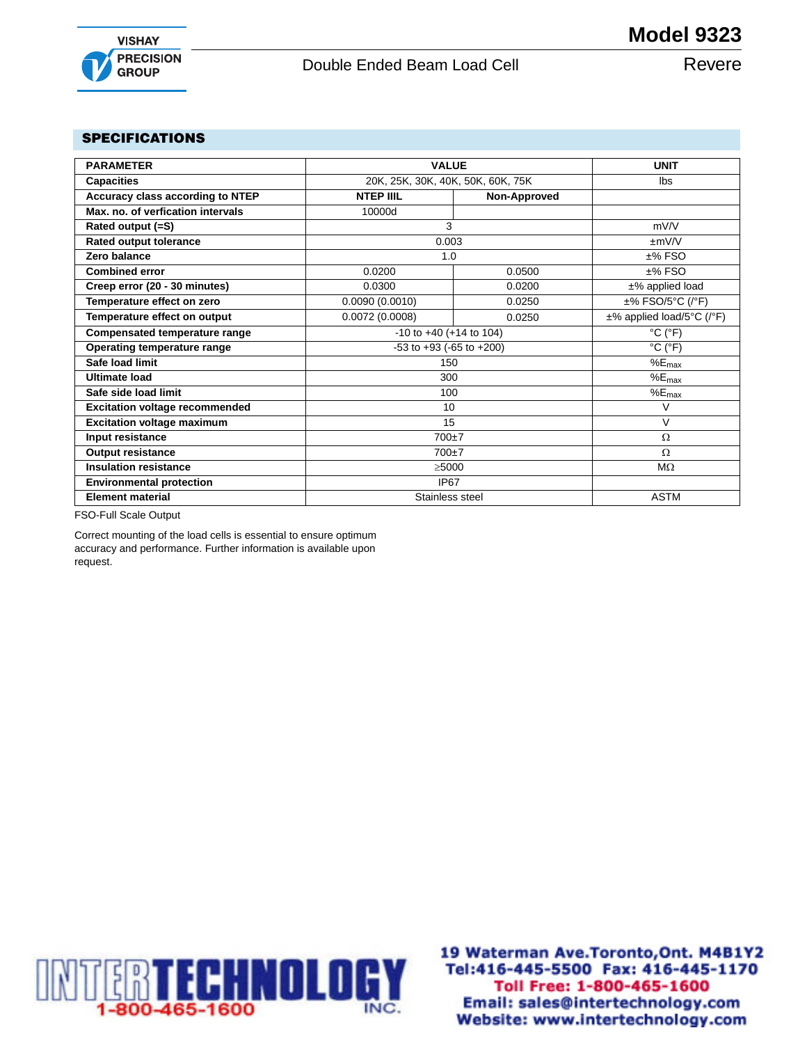## SPECIFICATIONS

| PARAMETER | VALUE | | UNIT |
|---|---|---|---|
| Capacities | 20K, 25K, 30K, 40K, 50K, 60K, 75K | | lbs |
| Accuracy class according to NTEP | NTEP IIIL | Non-Approved | |
| Max. no. of verfication intervals | 10000d | | |
| Rated output (=S) | 3 | | mV/V |
| Rated output tolerance | 0.003 | | ±mV/V |
| Zero balance | 1.0 | | ±% FSO |
| Combined error | 0.0200 | 0.0500 | ±% FSO |
| Creep error (20 - 30 minutes) | 0.0300 | 0.0200 | ±% applied load |
| Temperature effect on zero | 0.0090 (0.0010) | 0.0250 | ±% FSO/5°C (/°F) |
| Temperature effect on output | 0.0072 (0.0008) | 0.0250 | ±% applied load/5°C (/°F) |
| Compensated temperature range | -10 to +40 (+14 to 104) | | °C (°F) |
| Operating temperature range | -53 to +93 (-65 to +200) | | °C (°F) |
| Safe load limit | 150 | | $\%E_{max}$ |
| Ultimate load | 300 | | $\%E_{max}$ |
| Safe side load limit | 100 | | $\%E_{max}$ |
| Excitation voltage recommended | 10 | | V |
| Excitation voltage maximum | 15 | | V |
| Input resistance | 700±7 | | Ω |
| Output resistance | 700±7 | | Ω |
| Insulation resistance | ≥5000 | | MΩ |
| Environmental protection | IP67 | | |
| Element material | Stainless steel | | ASTM |

FSO-Full Scale Output

Correct mounting of the load cells is essential to ensure optimum accuracy and performance. Further information is available upon request.

INTERTECHNOLOGY INC. 1-800-465-1600

19 Waterman Ave.Toronto,Ont. M4B1Y2
Tel:416-445-5500 Fax: 416-445-1170
Toll Free: 1-800-465-1600
Email: sales@intertechnology.com
Website: www.intertechnology.com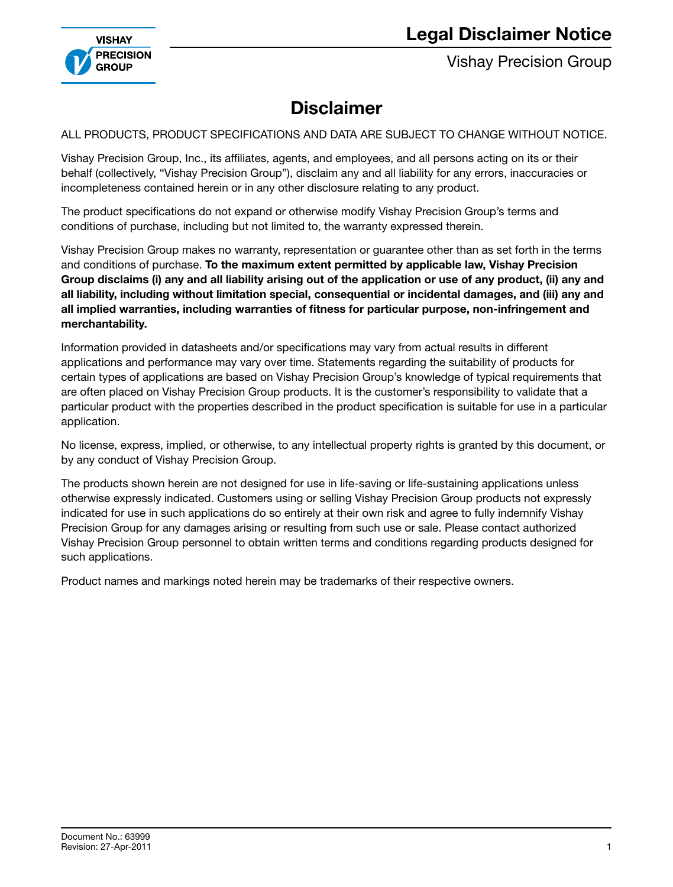# Legal Disclaimer Notice

Vishay Precision Group

## Disclaimer

ALL PRODUCTS, PRODUCT SPECIFICATIONS AND DATA ARE SUBJECT TO CHANGE WITHOUT NOTICE.

Vishay Precision Group, Inc., its affiliates, agents, and employees, and all persons acting on its or their behalf (collectively, "Vishay Precision Group"), disclaim any and all liability for any errors, inaccuracies or incompleteness contained herein or in any other disclosure relating to any product.

The product specifications do not expand or otherwise modify Vishay Precision Group's terms and conditions of purchase, including but not limited to, the warranty expressed therein.

Vishay Precision Group makes no warranty, representation or guarantee other than as set forth in the terms and conditions of purchase. **To the maximum extent permitted by applicable law, Vishay Precision Group disclaims (i) any and all liability arising out of the application or use of any product, (ii) any and all liability, including without limitation special, consequential or incidental damages, and (iii) any and all implied warranties, including warranties of fitness for particular purpose, non-infringement and merchantability.**

Information provided in datasheets and/or specifications may vary from actual results in different applications and performance may vary over time. Statements regarding the suitability of products for certain types of applications are based on Vishay Precision Group's knowledge of typical requirements that are often placed on Vishay Precision Group products. It is the customer's responsibility to validate that a particular product with the properties described in the product specification is suitable for use in a particular application.

No license, express, implied, or otherwise, to any intellectual property rights is granted by this document, or by any conduct of Vishay Precision Group.

The products shown herein are not designed for use in life-saving or life-sustaining applications unless otherwise expressly indicated. Customers using or selling Vishay Precision Group products not expressly indicated for use in such applications do so entirely at their own risk and agree to fully indemnify Vishay Precision Group for any damages arising or resulting from such use or sale. Please contact authorized Vishay Precision Group personnel to obtain written terms and conditions regarding products designed for such applications.

Product names and markings noted herein may be trademarks of their respective owners.

Document No.: 63999
Revision: 27-Apr-2011